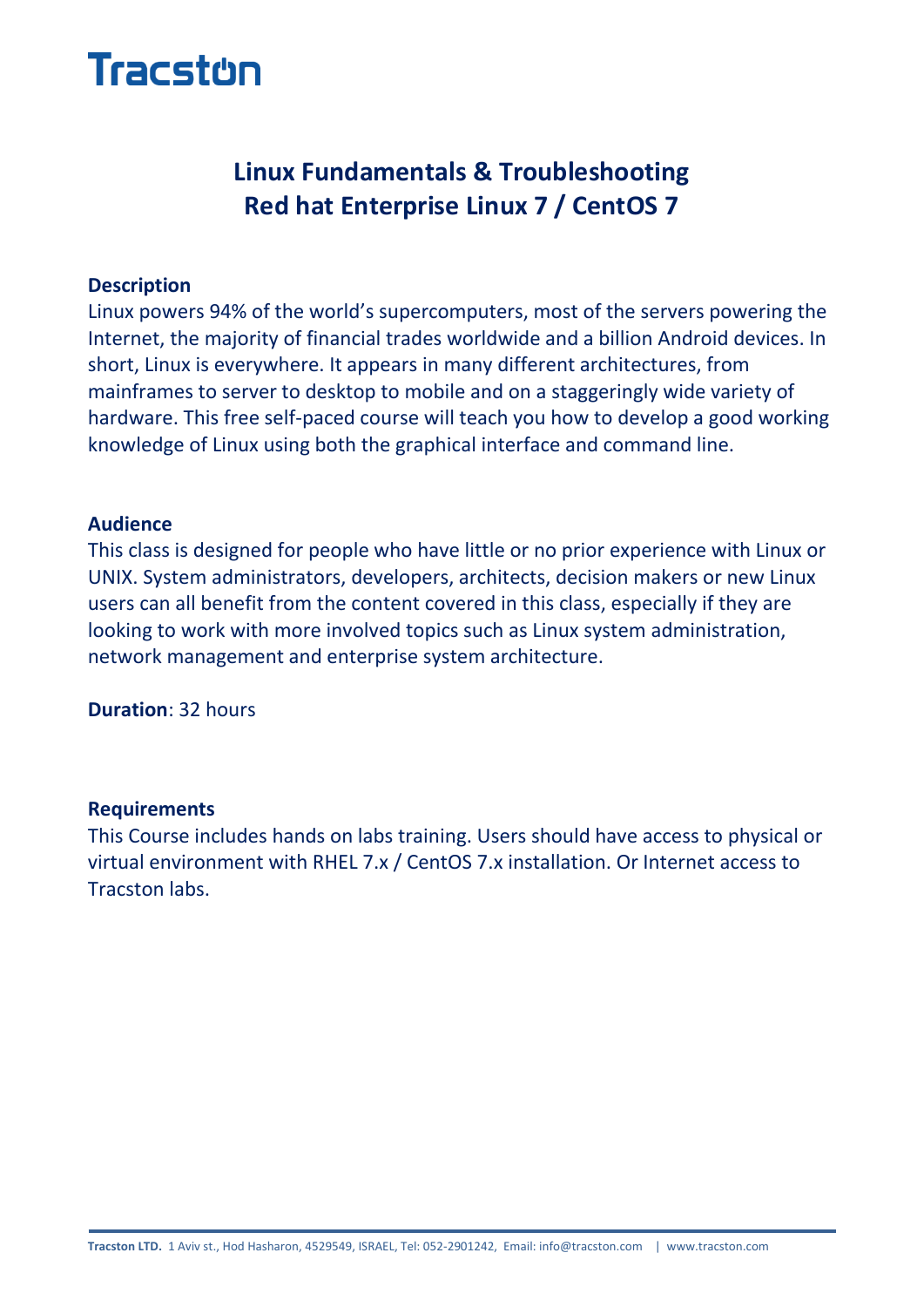Tracston

# Linux Fundamentals & Troubleshooting
# Red hat Enterprise Linux 7 / CentOS 7

**Description**

Linux powers 94% of the world's supercomputers, most of the servers powering the Internet, the majority of financial trades worldwide and a billion Android devices. In short, Linux is everywhere. It appears in many different architectures, from mainframes to server to desktop to mobile and on a staggeringly wide variety of hardware. This free self-paced course will teach you how to develop a good working knowledge of Linux using both the graphical interface and command line.

**Audience**

This class is designed for people who have little or no prior experience with Linux or UNIX. System administrators, developers, architects, decision makers or new Linux users can all benefit from the content covered in this class, especially if they are looking to work with more involved topics such as Linux system administration, network management and enterprise system architecture.

**Duration**: 32 hours

**Requirements**

This Course includes hands on labs training. Users should have access to physical or virtual environment with RHEL 7.x / CentOS 7.x installation. Or Internet access to Tracston labs.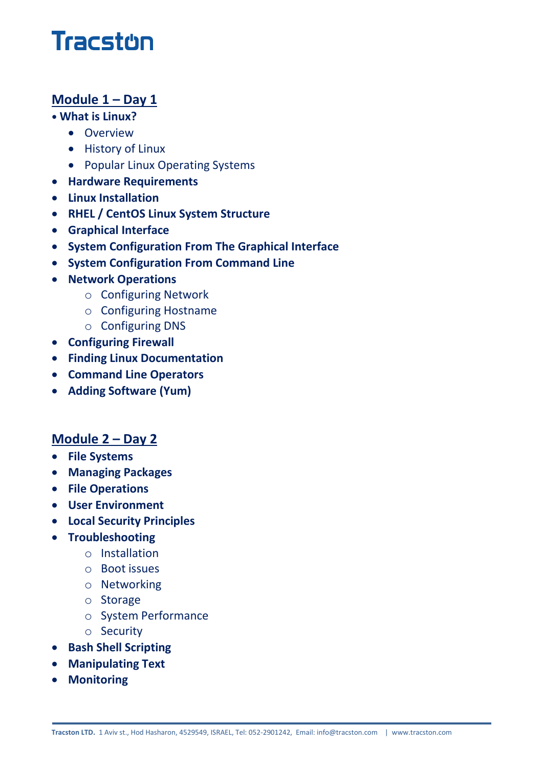# Tracston

## Module 1 – Day 1

- **What is Linux?**
  - Overview
  - History of Linux
  - Popular Linux Operating Systems
- **Hardware Requirements**
- **Linux Installation**
- **RHEL / CentOS Linux System Structure**
- **Graphical Interface**
- **System Configuration From The Graphical Interface**
- **System Configuration From Command Line**
- **Network Operations**
  - Configuring Network
  - Configuring Hostname
  - Configuring DNS
- **Configuring Firewall**
- **Finding Linux Documentation**
- **Command Line Operators**
- **Adding Software (Yum)**

## Module 2 – Day 2

- **File Systems**
- **Managing Packages**
- **File Operations**
- **User Environment**
- **Local Security Principles**
- **Troubleshooting**
  - Installation
  - Boot issues
  - Networking
  - Storage
  - System Performance
  - Security
- **Bash Shell Scripting**
- **Manipulating Text**
- **Monitoring**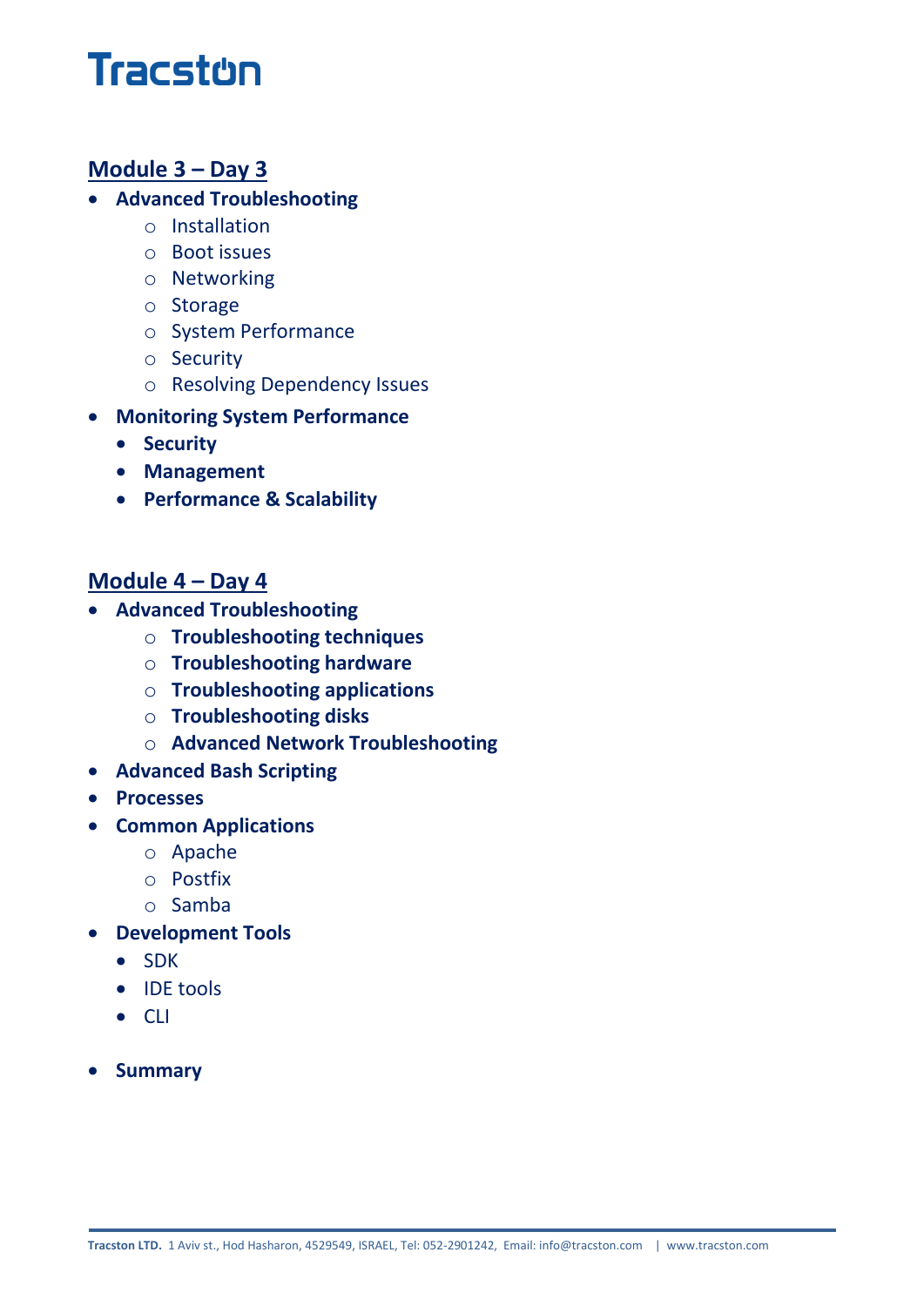## Module 3 – Day 3

- **Advanced Troubleshooting**
    - Installation
    - Boot issues
    - Networking
    - Storage
    - System Performance
    - Security
    - Resolving Dependency Issues
- **Monitoring System Performance**
    - **Security**
    - **Management**
    - **Performance & Scalability**

## Module 4 – Day 4

- **Advanced Troubleshooting**
    - **Troubleshooting techniques**
    - **Troubleshooting hardware**
    - **Troubleshooting applications**
    - **Troubleshooting disks**
    - **Advanced Network Troubleshooting**
- **Advanced Bash Scripting**
- **Processes**
- **Common Applications**
    - Apache
    - Postfix
    - Samba
- **Development Tools**
    - SDK
    - IDE tools
    - CLI
- **Summary**